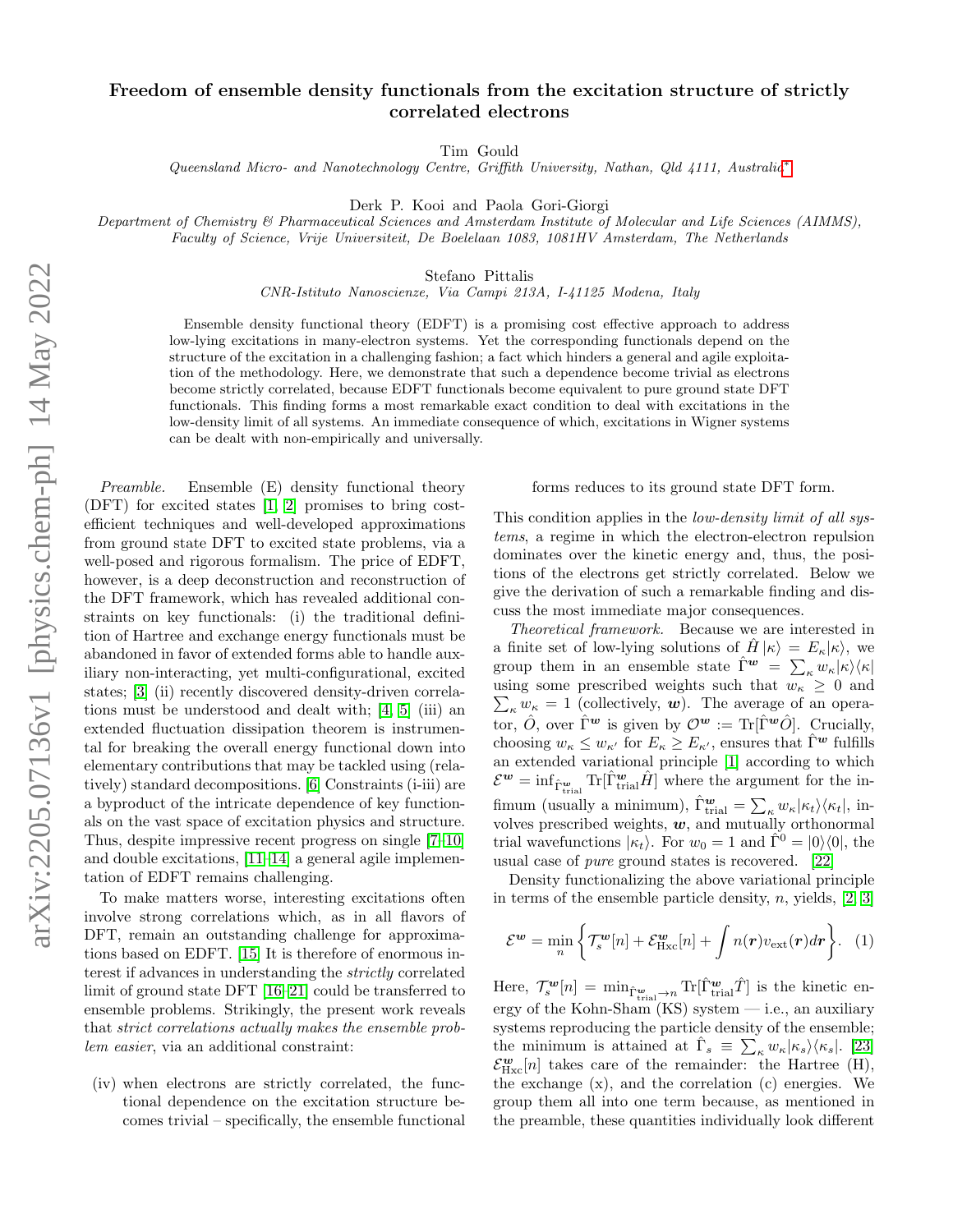# Freedom of ensemble density functionals from the excitation structure of strictly correlated electrons

Tim Gould

*Queensland Micro- and Nanotechnology Centre, Griffith University, Nathan, Qld 4111, Australia*[*]

Derk P. Kooi and Paola Gori-Giorgi

*Department of Chemistry & Pharmaceutical Sciences and Amsterdam Institute of Molecular and Life Sciences (AIMMS), Faculty of Science, Vrije Universiteit, De Boelelaan 1083, 1081HV Amsterdam, The Netherlands*

Stefano Pittalis

*CNR-Istituto Nanoscienze, Via Campi 213A, I-41125 Modena, Italy*

Ensemble density functional theory (EDFT) is a promising cost effective approach to address low-lying excitations in many-electron systems. Yet the corresponding functionals depend on the structure of the excitation in a challenging fashion; a fact which hinders a general and agile exploitation of the methodology. Here, we demonstrate that such a dependence become trivial as electrons become strictly correlated, because EDFT functionals become equivalent to pure ground state DFT functionals. This finding forms a most remarkable exact condition to deal with excitations in the low-density limit of all systems. An immediate consequence of which, excitations in Wigner systems can be dealt with non-empirically and universally.

*Preamble.* Ensemble (E) density functional theory (DFT) for excited states [1, 2] promises to bring cost-efficient techniques and well-developed approximations from ground state DFT to excited state problems, via a well-posed and rigorous formalism. The price of EDFT, however, is a deep deconstruction and reconstruction of the DFT framework, which has revealed additional constraints on key functionals: (i) the traditional definition of Hartree and exchange energy functionals must be abandoned in favor of extended forms able to handle auxiliary non-interacting, yet multi-configurational, excited states; [3] (ii) recently discovered density-driven correlations must be understood and dealt with; [4, 5] (iii) an extended fluctuation dissipation theorem is instrumental for breaking the overall energy functional down into elementary contributions that may be tackled using (relatively) standard decompositions. [6] Constraints (i-iii) are a byproduct of the intricate dependence of key functionals on the vast space of excitation physics and structure. Thus, despite impressive recent progress on single [7–10] and double excitations, [11–14] a general agile implementation of EDFT remains challenging.

To make matters worse, interesting excitations often involve strong correlations which, as in all flavors of DFT, remain an outstanding challenge for approximations based on EDFT. [15] It is therefore of enormous interest if advances in understanding the *strictly* correlated limit of ground state DFT [16–21] could be transferred to ensemble problems. Strikingly, the present work reveals that *strict correlations actually makes the ensemble problem easier*, via an additional constraint:

(iv) when electrons are strictly correlated, the functional dependence on the excitation structure becomes trivial – specifically, the ensemble functional forms reduces to its ground state DFT form.

This condition applies in the *low-density limit of all systems*, a regime in which the electron-electron repulsion dominates over the kinetic energy and, thus, the positions of the electrons get strictly correlated. Below we give the derivation of such a remarkable finding and discuss the most immediate major consequences.

*Theoretical framework.* Because we are interested in a finite set of low-lying solutions of $\hat{H}|\kappa\rangle = E_\kappa|\kappa\rangle$, we group them in an ensemble state $\hat{\Gamma}^{\boldsymbol{w}} = \sum_\kappa w_\kappa|\kappa\rangle\langle\kappa|$ using some prescribed weights such that $w_\kappa \geq 0$ and $\sum_\kappa w_\kappa = 1$ (collectively, $\boldsymbol{w}$). The average of an operator, $\hat{O}$, over $\hat{\Gamma}^{\boldsymbol{w}}$ is given by $\mathcal{O}^{\boldsymbol{w}} := \text{Tr}[\hat{\Gamma}^{\boldsymbol{w}}\hat{O}]$. Crucially, choosing $w_\kappa \leq w_{\kappa'}$ for $E_\kappa \geq E_{\kappa'}$, ensures that $\hat{\Gamma}^{\boldsymbol{w}}$ fulfills an extended variational principle [1] according to which $\mathcal{E}^{\boldsymbol{w}} = \inf_{\hat{\Gamma}^{\boldsymbol{w}}_{\text{trial}}} \text{Tr}[\hat{\Gamma}^{\boldsymbol{w}}_{\text{trial}}\hat{H}]$ where the argument for the infimum (usually a minimum), $\hat{\Gamma}^{\boldsymbol{w}}_{\text{trial}} = \sum_\kappa w_\kappa|\kappa_t\rangle\langle\kappa_t|$, involves prescribed weights, $\boldsymbol{w}$, and mutually orthonormal trial wavefunctions $|\kappa_t\rangle$. For $w_0 = 1$ and $\hat{\Gamma}^0 = |0\rangle\langle 0|$, the usual case of *pure* ground states is recovered. [22]

Density functionalizing the above variational principle in terms of the ensemble particle density, $n$, yields, [2, 3]

$$\mathcal{E}^{\boldsymbol{w}} = \min_n \left\{ \mathcal{T}_s^{\boldsymbol{w}}[n] + \mathcal{E}^{\boldsymbol{w}}_{\text{Hxc}}[n] + \int n(\boldsymbol{r})v_{\text{ext}}(\boldsymbol{r})d\boldsymbol{r} \right\}. \quad (1)$$

Here, $\mathcal{T}_s^{\boldsymbol{w}}[n] = \min_{\hat{\Gamma}^{\boldsymbol{w}}_{\text{trial}}\to n} \text{Tr}[\hat{\Gamma}^{\boldsymbol{w}}_{\text{trial}}\hat{T}]$ is the kinetic energy of the Kohn-Sham (KS) system — i.e., an auxiliary systems reproducing the particle density of the ensemble; the minimum is attained at $\hat{\Gamma}_s \equiv \sum_\kappa w_\kappa|\kappa_s\rangle\langle\kappa_s|$. [23] $\mathcal{E}^{\boldsymbol{w}}_{\text{Hxc}}[n]$ takes care of the remainder: the Hartree (H), the exchange (x), and the correlation (c) energies. We group them all into one term because, as mentioned in the preamble, these quantities individually look different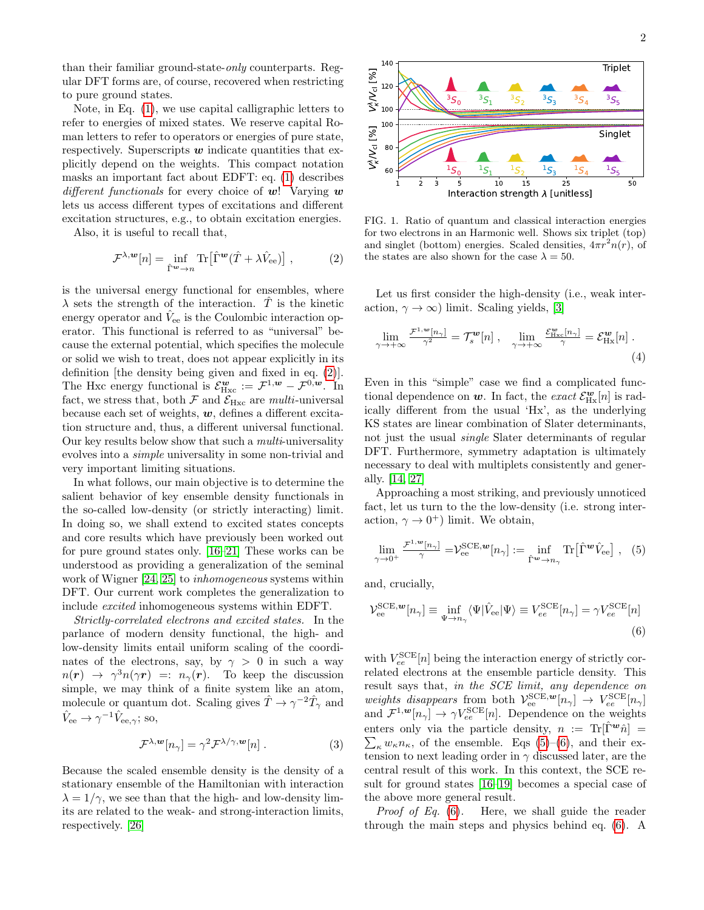than their familiar ground-state-*only* counterparts. Regular DFT forms are, of course, recovered when restricting to pure ground states.

Note, in Eq. (1), we use capital calligraphic letters to refer to energies of mixed states. We reserve capital Roman letters to refer to operators or energies of pure state, respectively. Superscripts $\boldsymbol{w}$ indicate quantities that explicitly depend on the weights. This compact notation masks an important fact about EDFT: eq. (1) describes *different functionals* for every choice of $\boldsymbol{w}$! Varying $\boldsymbol{w}$ lets us access different types of excitations and different excitation structures, e.g., to obtain excitation energies.

Also, it is useful to recall that,

$$\mathcal{F}^{\lambda,\boldsymbol{w}}[n] = \inf_{\hat{\Gamma}^{\boldsymbol{w}} \to n} \mathrm{Tr}\big[\hat{\Gamma}^{\boldsymbol{w}}(\hat{T} + \lambda \hat{V}_{\mathrm{ee}})\big] , \tag{2}$$

is the universal energy functional for ensembles, where $\lambda$ sets the strength of the interaction. $\hat{T}$ is the kinetic energy operator and $\hat{V}_{\mathrm{ee}}$ is the Coulombic interaction operator. This functional is referred to as "universal" because the external potential, which specifies the molecule or solid we wish to treat, does not appear explicitly in its definition [the density being given and fixed in eq. (2)]. The Hxc energy functional is $\mathcal{E}^{\boldsymbol{w}}_{\mathrm{Hxc}} := \mathcal{F}^{1,\boldsymbol{w}} - \mathcal{F}^{0,\boldsymbol{w}}$. In fact, we stress that, both $\mathcal{F}$ and $\mathcal{E}_{\mathrm{Hxc}}$ are *multi*-universal because each set of weights, $\boldsymbol{w}$, defines a different excitation structure and, thus, a different universal functional. Our key results below show that such a *multi*-universality evolves into a *simple* universality in some non-trivial and very important limiting situations.

In what follows, our main objective is to determine the salient behavior of key ensemble density functionals in the so-called low-density (or strictly interacting) limit. In doing so, we shall extend to excited states concepts and core results which have previously been worked out for pure ground states only. [16–21] These works can be understood as providing a generalization of the seminal work of Wigner [24, 25] to *inhomogeneous* systems within DFT. Our current work completes the generalization to include *excited* inhomogeneous systems within EDFT.

*Strictly-correlated electrons and excited states.* In the parlance of modern density functional, the high- and low-density limits entail uniform scaling of the coordinates of the electrons, say, by $\gamma > 0$ in such a way $n(\boldsymbol{r}) \to \gamma^3 n(\gamma \boldsymbol{r}) =: n_\gamma(\boldsymbol{r})$. To keep the discussion simple, we may think of a finite system like an atom, molecule or quantum dot. Scaling gives $\hat{T} \to \gamma^{-2}\hat{T}_\gamma$ and $\hat{V}_{\mathrm{ee}} \to \gamma^{-1}\hat{V}_{\mathrm{ee},\gamma}$; so,

$$\mathcal{F}^{\lambda,\boldsymbol{w}}[n_\gamma] = \gamma^2 \mathcal{F}^{\lambda/\gamma,\boldsymbol{w}}[n] . \tag{3}$$

Because the scaled ensemble density is the density of a stationary ensemble of the Hamiltonian with interaction $\lambda = 1/\gamma$, we see than that the high- and low-density limits are related to the weak- and strong-interaction limits, respectively. [26]

FIG. 1. Ratio of quantum and classical interaction energies for two electrons in an Harmonic well. Shows six triplet (top) and singlet (bottom) energies. Scaled densities, $4\pi r^2 n(r)$, of the states are also shown for the case $\lambda = 50$.

Let us first consider the high-density (i.e., weak interaction, $\gamma \to \infty$) limit. Scaling yields, [3]

$$\lim_{\gamma \to +\infty} \frac{\mathcal{F}^{1,\boldsymbol{w}}[n_\gamma]}{\gamma^2} = \mathcal{T}^{\boldsymbol{w}}_s[n] , \quad \lim_{\gamma \to +\infty} \frac{\mathcal{E}^{\boldsymbol{w}}_{\mathrm{Hxc}}[n_\gamma]}{\gamma} = \mathcal{E}^{\boldsymbol{w}}_{\mathrm{Hx}}[n] . \tag{4}$$

Even in this "simple" case we find a complicated functional dependence on $\boldsymbol{w}$. In fact, the *exact* $\mathcal{E}^{\boldsymbol{w}}_{\mathrm{Hx}}[n]$ is radically different from the usual 'Hx', as the underlying KS states are linear combination of Slater determinants, not just the usual *single* Slater determinants of regular DFT. Furthermore, symmetry adaptation is ultimately necessary to deal with multiplets consistently and generally. [14, 27]

Approaching a most striking, and previously unnoticed fact, let us turn to the the low-density (i.e. strong interaction, $\gamma \to 0^+$) limit. We obtain,

$$\lim_{\gamma \to 0^+} \frac{\mathcal{F}^{1,\boldsymbol{w}}[n_\gamma]}{\gamma} = \mathcal{V}^{\mathrm{SCE},\boldsymbol{w}}_{\mathrm{ee}}[n_\gamma] := \inf_{\hat{\Gamma}^{\boldsymbol{w}} \to n_\gamma} \mathrm{Tr}\big[\hat{\Gamma}^{\boldsymbol{w}} \hat{V}_{\mathrm{ee}}\big] , \tag{5}$$

and, crucially,

$$\mathcal{V}^{\mathrm{SCE},\boldsymbol{w}}_{\mathrm{ee}}[n_\gamma] \equiv \inf_{\Psi \to n_\gamma} \langle \Psi | \hat{V}_{\mathrm{ee}} | \Psi \rangle \equiv V^{\mathrm{SCE}}_{ee}[n_\gamma] = \gamma V^{\mathrm{SCE}}_{ee}[n] \tag{6}$$

with $V^{\mathrm{SCE}}_{ee}[n]$ being the interaction energy of strictly correlated electrons at the ensemble particle density. This result says that, *in the SCE limit, any dependence on weights disappears* from both $\mathcal{V}^{\mathrm{SCE},\boldsymbol{w}}_{\mathrm{ee}}[n_\gamma] \to V^{\mathrm{SCE}}_{ee}[n_\gamma]$ and $\mathcal{F}^{1,\boldsymbol{w}}[n_\gamma] \to \gamma V^{\mathrm{SCE}}_{ee}[n]$. Dependence on the weights enters only via the particle density, $n := \mathrm{Tr}[\hat{\Gamma}^{\boldsymbol{w}} \hat{n}] = \sum_\kappa w_\kappa n_\kappa$, of the ensemble. Eqs (5)–(6), and their extension to next leading order in $\gamma$ discussed later, are the central result of this work. In this context, the SCE result for ground states [16–19] becomes a special case of the above more general result.

*Proof of Eq. (6).* Here, we shall guide the reader through the main steps and physics behind eq. (6). A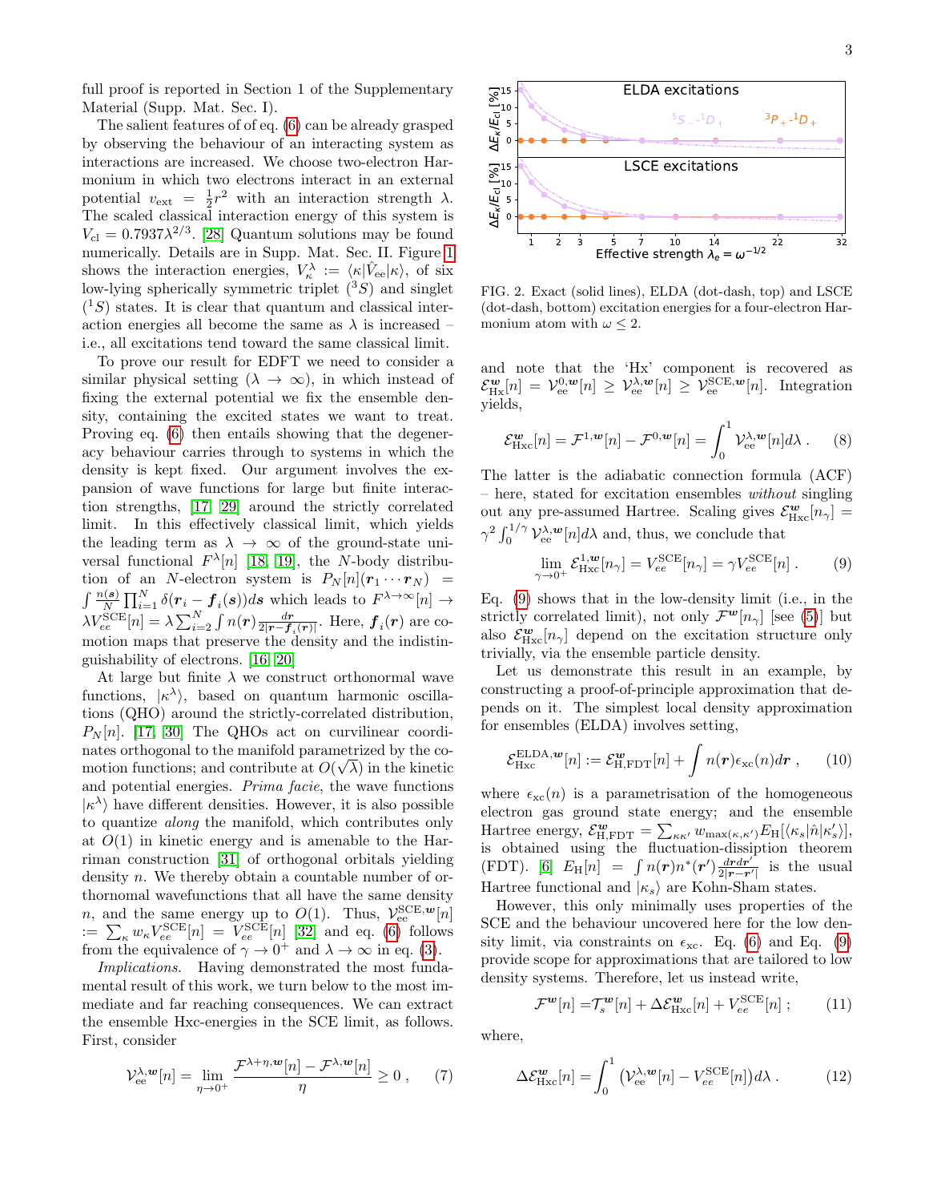full proof is reported in Section 1 of the Supplementary Material (Supp. Mat. Sec. I).

The salient features of of eq. (6) can be already grasped by observing the behaviour of an interacting system as interactions are increased. We choose two-electron Harmonium in which two electrons interact in an external potential $v_{\rm ext} = \frac{1}{2}r^2$ with an interaction strength $\lambda$. The scaled classical interaction energy of this system is $V_{\rm cl} = 0.7937\lambda^{2/3}$. [28] Quantum solutions may be found numerically. Details are in Supp. Mat. Sec. II. Figure 1 shows the interaction energies, $V^\lambda_\kappa := \langle\kappa|\hat{V}_{\rm ee}|\kappa\rangle$, of six low-lying spherically symmetric triplet ($^3S$) and singlet ($^1S$) states. It is clear that quantum and classical interaction energies all become the same as $\lambda$ is increased – i.e., all excitations tend toward the same classical limit.

To prove our result for EDFT we need to consider a similar physical setting ($\lambda \to \infty$), in which instead of fixing the external potential we fix the ensemble density, containing the excited states we want to treat. Proving eq. (6) then entails showing that the degeneracy behaviour carries through to systems in which the density is kept fixed. Our argument involves the expansion of wave functions for large but finite interaction strengths, [17, 29] around the strictly correlated limit. In this effectively classical limit, which yields the leading term as $\lambda \to \infty$ of the ground-state universal functional $F^\lambda[n]$ [18, 19], the $N$-body distribution of an $N$-electron system is $P_N[n](\boldsymbol{r}_1\cdots\boldsymbol{r}_N) = \int \frac{n(\boldsymbol{s})}{N}\prod_{i=1}^N \delta(\boldsymbol{r}_i - \boldsymbol{f}_i(\boldsymbol{s}))d\boldsymbol{s}$ which leads to $F^{\lambda\to\infty}[n] \to \lambda V^{\rm SCE}_{ee}[n] = \lambda\sum_{i=2}^N \int n(\boldsymbol{r})\frac{d\boldsymbol{r}}{2|\boldsymbol{r}-\boldsymbol{f}_i(\boldsymbol{r})|}$. Here, $\boldsymbol{f}_i(\boldsymbol{r})$ are co-motion maps that preserve the density and the indistinguishability of electrons. [16, 20]

At large but finite $\lambda$ we construct orthonormal wave functions, $|\kappa^\lambda\rangle$, based on quantum harmonic oscillations (QHO) around the strictly-correlated distribution, $P_N[n]$. [17, 30] The QHOs act on curvilinear coordinates orthogonal to the manifold parametrized by the co-motion functions; and contribute at $O(\sqrt{\lambda})$ in the kinetic and potential energies. *Prima facie*, the wave functions $|\kappa^\lambda\rangle$ have different densities. However, it is also possible to quantize *along* the manifold, which contributes only at $O(1)$ in kinetic energy and is amenable to the Harriman construction [31] of orthogonal orbitals yielding density $n$. We thereby obtain a countable number of orthonormal wavefunctions that all have the same density $n$, and the same energy up to $O(1)$. Thus, $\mathcal{V}^{\rm SCE,\boldsymbol{w}}_{\rm ee}[n] := \sum_\kappa w_\kappa V^{\rm SCE}_{ee}[n] = V^{\rm SCE}_{ee}[n]$ [32] and eq. (6) follows from the equivalence of $\gamma \to 0^+$ and $\lambda \to \infty$ in eq. (3).

*Implications.* Having demonstrated the most fundamental result of this work, we turn below to the most immediate and far reaching consequences. We can extract the ensemble Hxc-energies in the SCE limit, as follows. First, consider

$$\mathcal{V}^{\lambda,\boldsymbol{w}}_{\rm ee}[n] = \lim_{\eta\to 0^+}\frac{\mathcal{F}^{\lambda+\eta,\boldsymbol{w}}[n] - \mathcal{F}^{\lambda,\boldsymbol{w}}[n]}{\eta} \geq 0\,, \qquad (7)$$

FIG. 2. Exact (solid lines), ELDA (dot-dash, top) and LSCE (dot-dash, bottom) excitation energies for a four-electron Harmonium atom with $\omega \leq 2$.

and note that the 'Hx' component is recovered as $\mathcal{E}^{\boldsymbol{w}}_{\rm Hx}[n] = \mathcal{V}^{0,\boldsymbol{w}}_{\rm ee}[n] \geq \mathcal{V}^{\lambda,\boldsymbol{w}}_{\rm ee}[n] \geq \mathcal{V}^{\rm SCE,\boldsymbol{w}}_{\rm ee}[n]$. Integration yields,

$$\mathcal{E}^{\boldsymbol{w}}_{\rm Hxc}[n] = \mathcal{F}^{1,\boldsymbol{w}}[n] - \mathcal{F}^{0,\boldsymbol{w}}[n] = \int_0^1 \mathcal{V}^{\lambda,\boldsymbol{w}}_{\rm ee}[n]d\lambda\,. \qquad (8)$$

The latter is the adiabatic connection formula (ACF) – here, stated for excitation ensembles *without* singling out any pre-assumed Hartree. Scaling gives $\mathcal{E}^{\boldsymbol{w}}_{\rm Hxc}[n_\gamma] = \gamma^2\int_0^{1/\gamma}\mathcal{V}^{\lambda,\boldsymbol{w}}_{\rm ee}[n]d\lambda$ and, thus, we conclude that

$$\lim_{\gamma\to 0^+}\mathcal{E}^{1,\boldsymbol{w}}_{\rm Hxc}[n_\gamma] = V^{\rm SCE}_{ee}[n_\gamma] = \gamma V^{\rm SCE}_{ee}[n]\,. \qquad (9)$$

Eq. (9) shows that in the low-density limit (i.e., in the strictly correlated limit), not only $\mathcal{F}^{\boldsymbol{w}}[n_\gamma]$ [see (5)] but also $\mathcal{E}^{\boldsymbol{w}}_{\rm Hxc}[n_\gamma]$ depend on the excitation structure only trivially, via the ensemble particle density.

Let us demonstrate this result in an example, by constructing a proof-of-principle approximation that depends on it. The simplest local density approximation for ensembles (ELDA) involves setting,

$$\mathcal{E}^{\rm ELDA,\boldsymbol{w}}_{\rm Hxc}[n] := \mathcal{E}^{\boldsymbol{w}}_{\rm H,FDT}[n] + \int n(\boldsymbol{r})\epsilon_{\rm xc}(n)d\boldsymbol{r}\,, \qquad (10)$$

where $\epsilon_{\rm xc}(n)$ is a parametrisation of the homogeneous electron gas ground state energy; and the ensemble Hartree energy, $\mathcal{E}^{\boldsymbol{w}}_{\rm H,FDT} = \sum_{\kappa\kappa'} w_{\max(\kappa,\kappa')}E_{\rm H}[\langle\kappa_s|\hat{n}|\kappa'_s\rangle]$, is obtained using the fluctuation-dissiption theorem (FDT). [6] $E_{\rm H}[n] = \int n(\boldsymbol{r})n^*(\boldsymbol{r}')\frac{d\boldsymbol{r}d\boldsymbol{r}'}{2|\boldsymbol{r}-\boldsymbol{r}'|}$ is the usual Hartree functional and $|\kappa_s\rangle$ are Kohn-Sham states.

However, this only minimally uses properties of the SCE and the behaviour uncovered here for the low density limit, via constraints on $\epsilon_{\rm xc}$. Eq. (6) and Eq. (9) provide scope for approximations that are tailored to low density systems. Therefore, let us instead write,

$$\mathcal{F}^{\boldsymbol{w}}[n] = \mathcal{T}^{\boldsymbol{w}}_s[n] + \Delta\mathcal{E}^{\boldsymbol{w}}_{\rm Hxc}[n] + V^{\rm SCE}_{ee}[n]\,; \qquad (11)$$

where,

$$\Delta\mathcal{E}^{\boldsymbol{w}}_{\rm Hxc}[n] = \int_0^1\left(\mathcal{V}^{\lambda,\boldsymbol{w}}_{\rm ee}[n] - V^{\rm SCE}_{ee}[n]\right)d\lambda\,. \qquad (12)$$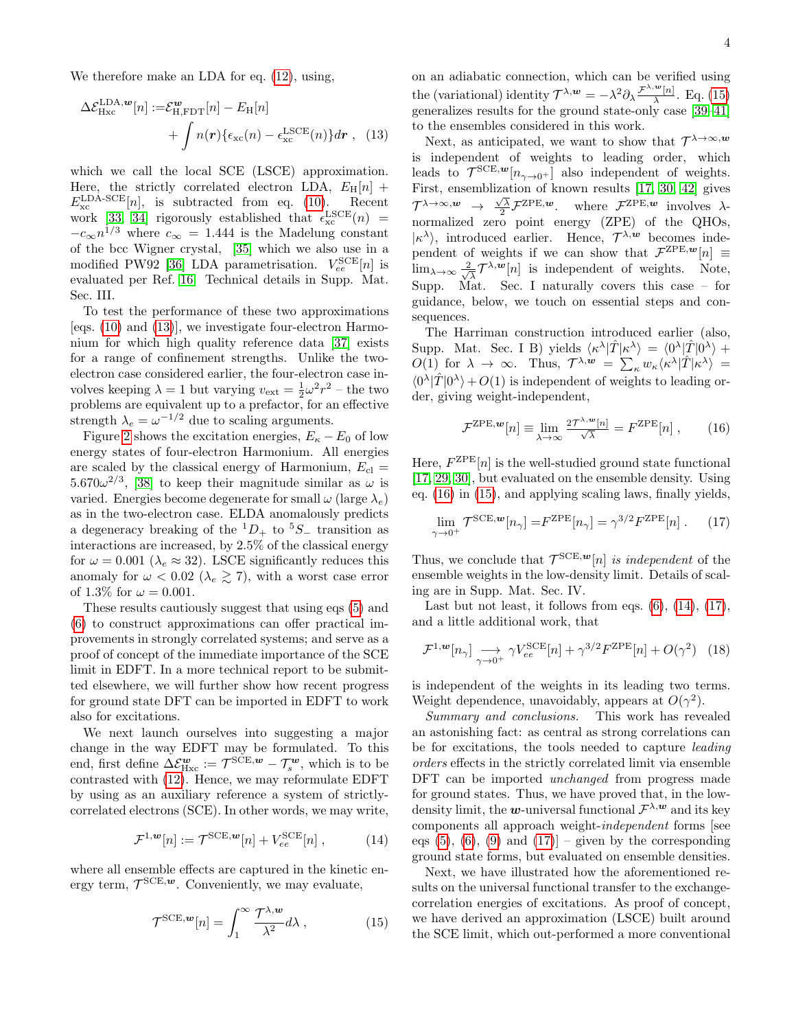We therefore make an LDA for eq. (12), using,

$$\Delta\mathcal{E}^{\text{LDA},\boldsymbol{w}}_{\text{Hxc}}[n] := \mathcal{E}^{\boldsymbol{w}}_{\text{H,FDT}}[n] - E_{\text{H}}[n] + \int n(\boldsymbol{r})\{\epsilon_{\text{xc}}(n) - \epsilon^{\text{LSCE}}_{\text{xc}}(n)\}d\boldsymbol{r} \; , \quad (13)$$

which we call the local SCE (LSCE) approximation. Here, the strictly correlated electron LDA, $E_{\text{H}}[n] + E^{\text{LDA-SCE}}_{\text{xc}}[n]$, is subtracted from eq. (10). Recent work [33, 34] rigorously established that $\epsilon^{\text{LSCE}}_{\text{xc}}(n) = -c_\infty n^{1/3}$ where $c_\infty = 1.444$ is the Madelung constant of the bcc Wigner crystal, [35] which we also use in a modified PW92 [36] LDA parametrisation. $V^{\text{SCE}}_{ee}[n]$ is evaluated per Ref. 16. Technical details in Supp. Mat. Sec. III.

To test the performance of these two approximations [eqs. (10) and (13)], we investigate four-electron Harmonium for which high quality reference data [37] exists for a range of confinement strengths. Unlike the two-electron case considered earlier, the four-electron case involves keeping $\lambda = 1$ but varying $v_{\text{ext}} = \frac{1}{2}\omega^2 r^2$ – the two problems are equivalent up to a prefactor, for an effective strength $\lambda_e = \omega^{-1/2}$ due to scaling arguments.

Figure 2 shows the excitation energies, $E_\kappa - E_0$ of low energy states of four-electron Harmonium. All energies are scaled by the classical energy of Harmonium, $E_{\text{cl}} = 5.670\omega^{2/3}$, [38] to keep their magnitude similar as $\omega$ is varied. Energies become degenerate for small $\omega$ (large $\lambda_e$) as in the two-electron case. ELDA anomalously predicts a degeneracy breaking of the ${}^1D_+$ to ${}^5S_-$ transition as interactions are increased, by 2.5% of the classical energy for $\omega = 0.001$ ($\lambda_e \approx 32$). LSCE significantly reduces this anomaly for $\omega < 0.02$ ($\lambda_e \gtrsim 7$), with a worst case error of 1.3% for $\omega = 0.001$.

These results cautiously suggest that using eqs (5) and (6) to construct approximations can offer practical improvements in strongly correlated systems; and serve as a proof of concept of the immediate importance of the SCE limit in EDFT. In a more technical report to be submitted elsewhere, we will further show how recent progress for ground state DFT can be imported in EDFT to work also for excitations.

We next launch ourselves into suggesting a major change in the way EDFT may be formulated. To this end, first define $\Delta\mathcal{E}^{\boldsymbol{w}}_{\text{Hxc}} := \mathcal{T}^{\text{SCE},\boldsymbol{w}} - \mathcal{T}^{\boldsymbol{w}}_s$, which is to be contrasted with (12). Hence, we may reformulate EDFT by using as an auxiliary reference a system of strictly-correlated electrons (SCE). In other words, we may write,

$$\mathcal{F}^{1,\boldsymbol{w}}[n] := \mathcal{T}^{\text{SCE},\boldsymbol{w}}[n] + V^{\text{SCE}}_{ee}[n] \; , \quad (14)$$

where all ensemble effects are captured in the kinetic energy term, $\mathcal{T}^{\text{SCE},\boldsymbol{w}}$. Conveniently, we may evaluate,

$$\mathcal{T}^{\text{SCE},\boldsymbol{w}}[n] = \int_1^\infty \frac{\mathcal{T}^{\lambda,\boldsymbol{w}}}{\lambda^2} d\lambda \; , \quad (15)$$

on an adiabatic connection, which can be verified using the (variational) identity $\mathcal{T}^{\lambda,\boldsymbol{w}} = -\lambda^2 \partial_\lambda \frac{\mathcal{F}^{\lambda,\boldsymbol{w}}[n]}{\lambda}$. Eq. (15) generalizes results for the ground state-only case [39–41] to the ensembles considered in this work.

Next, as anticipated, we want to show that $\mathcal{T}^{\lambda\to\infty,\boldsymbol{w}}$ is independent of weights to leading order, which leads to $\mathcal{T}^{\text{SCE},\boldsymbol{w}}[n_{\gamma\to0^+}]$ also independent of weights. First, ensemblization of known results [17, 30, 42] gives $\mathcal{T}^{\lambda\to\infty,\boldsymbol{w}} \to \frac{\sqrt{\lambda}}{2}\mathcal{F}^{\text{ZPE},\boldsymbol{w}}$. where $\mathcal{F}^{\text{ZPE},\boldsymbol{w}}$ involves $\lambda$-normalized zero point energy (ZPE) of the QHOs, $|\kappa^\lambda\rangle$, introduced earlier. Hence, $\mathcal{T}^{\lambda,\boldsymbol{w}}$ becomes independent of weights if we can show that $\mathcal{F}^{\text{ZPE},\boldsymbol{w}}[n] \equiv \lim_{\lambda\to\infty} \frac{2}{\sqrt{\lambda}}\mathcal{T}^{\lambda,\boldsymbol{w}}[n]$ is independent of weights. Note, Supp. Mat. Sec. I naturally covers this case – for guidance, below, we touch on essential steps and consequences.

The Harriman construction introduced earlier (also, Supp. Mat. Sec. I B) yields $\langle\kappa^\lambda|\hat{T}|\kappa^\lambda\rangle = \langle 0^\lambda|\hat{T}|0^\lambda\rangle + O(1)$ for $\lambda \to \infty$. Thus, $\mathcal{T}^{\lambda,\boldsymbol{w}} = \sum_\kappa w_\kappa \langle\kappa^\lambda|\hat{T}|\kappa^\lambda\rangle = \langle 0^\lambda|\hat{T}|0^\lambda\rangle + O(1)$ is independent of weights to leading order, giving weight-independent,

$$\mathcal{F}^{\text{ZPE},\boldsymbol{w}}[n] \equiv \lim_{\lambda\to\infty} \tfrac{2\mathcal{T}^{\lambda,\boldsymbol{w}}[n]}{\sqrt{\lambda}} = F^{\text{ZPE}}[n] \; , \quad (16)$$

Here, $F^{\text{ZPE}}[n]$ is the well-studied ground state functional [17, 29, 30], but evaluated on the ensemble density. Using eq. (16) in (15), and applying scaling laws, finally yields,

$$\lim_{\gamma\to0^+} \mathcal{T}^{\text{SCE},\boldsymbol{w}}[n_\gamma] = F^{\text{ZPE}}[n_\gamma] = \gamma^{3/2} F^{\text{ZPE}}[n] \; . \quad (17)$$

Thus, we conclude that $\mathcal{T}^{\text{SCE},\boldsymbol{w}}[n]$ *is independent* of the ensemble weights in the low-density limit. Details of scaling are in Supp. Mat. Sec. IV.

Last but not least, it follows from eqs. (6), (14), (17), and a little additional work, that

$$\mathcal{F}^{1,\boldsymbol{w}}[n_\gamma] \underset{\gamma\to0^+}{\longrightarrow} \gamma V^{\text{SCE}}_{ee}[n] + \gamma^{3/2} F^{\text{ZPE}}[n] + O(\gamma^2) \quad (18)$$

is independent of the weights in its leading two terms. Weight dependence, unavoidably, appears at $O(\gamma^2)$.

*Summary and conclusions.* This work has revealed an astonishing fact: as central as strong correlations can be for excitations, the tools needed to capture *leading orders* effects in the strictly correlated limit via ensemble DFT can be imported *unchanged* from progress made for ground states. Thus, we have proved that, in the low-density limit, the $\boldsymbol{w}$-universal functional $\mathcal{F}^{\lambda,\boldsymbol{w}}$ and its key components all approach weight-*independent* forms [see eqs (5), (6), (9) and (17)] – given by the corresponding ground state forms, but evaluated on ensemble densities.

Next, we have illustrated how the aforementioned results on the universal functional transfer to the exchange-correlation energies of excitations. As proof of concept, we have derived an approximation (LSCE) built around the SCE limit, which out-performed a more conventional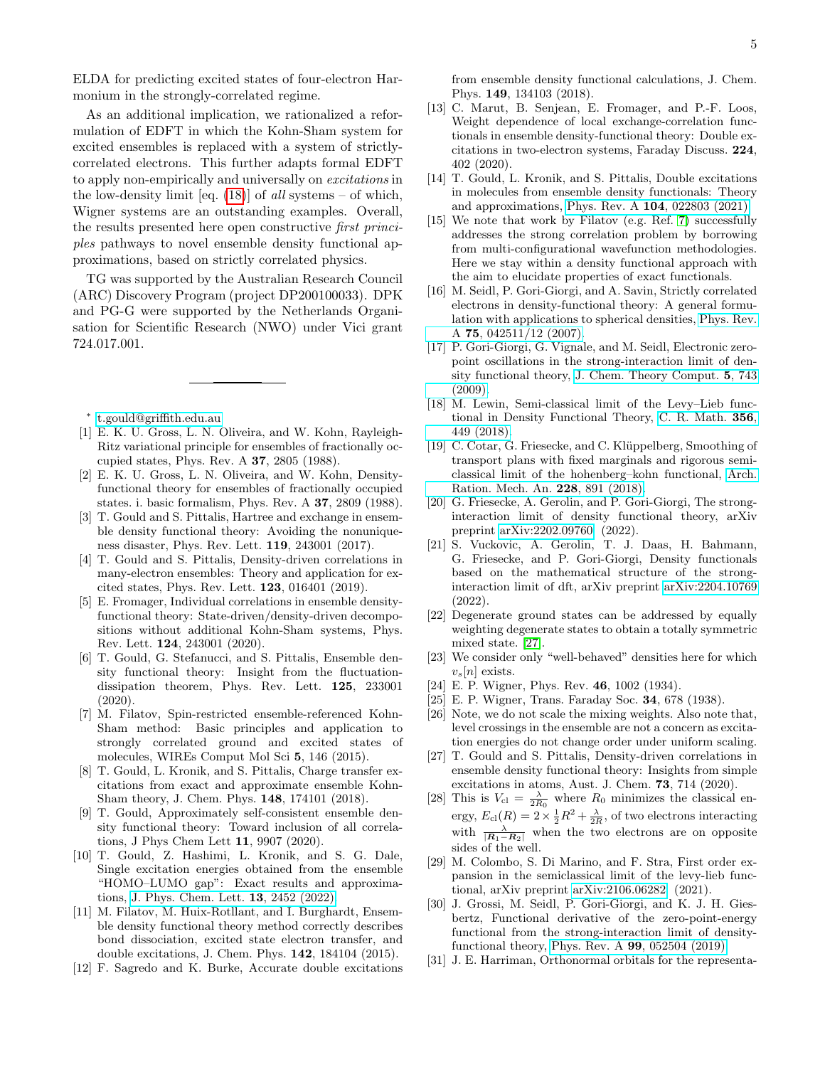ELDA for predicting excited states of four-electron Harmonium in the strongly-correlated regime.

As an additional implication, we rationalized a reformulation of EDFT in which the Kohn-Sham system for excited ensembles is replaced with a system of strictly-correlated electrons. This further adapts formal EDFT to apply non-empirically and universally on *excitations* in the low-density limit [eq. (18)] of *all* systems – of which, Wigner systems are an outstanding examples. Overall, the results presented here open constructive *first principles* pathways to novel ensemble density functional approximations, based on strictly correlated physics.

TG was supported by the Australian Research Council (ARC) Discovery Program (project DP200100033). DPK and PG-G were supported by the Netherlands Organisation for Scientific Research (NWO) under Vici grant 724.017.001.

---

\* t.gould@griffith.edu.au

[1] E. K. U. Gross, L. N. Oliveira, and W. Kohn, Rayleigh-Ritz variational principle for ensembles of fractionally occupied states, Phys. Rev. A **37**, 2805 (1988).

[2] E. K. U. Gross, L. N. Oliveira, and W. Kohn, Density-functional theory for ensembles of fractionally occupied states. i. basic formalism, Phys. Rev. A **37**, 2809 (1988).

[3] T. Gould and S. Pittalis, Hartree and exchange in ensemble density functional theory: Avoiding the nonuniqueness disaster, Phys. Rev. Lett. **119**, 243001 (2017).

[4] T. Gould and S. Pittalis, Density-driven correlations in many-electron ensembles: Theory and application for excited states, Phys. Rev. Lett. **123**, 016401 (2019).

[5] E. Fromager, Individual correlations in ensemble density-functional theory: State-driven/density-driven decompositions without additional Kohn-Sham systems, Phys. Rev. Lett. **124**, 243001 (2020).

[6] T. Gould, G. Stefanucci, and S. Pittalis, Ensemble density functional theory: Insight from the fluctuation-dissipation theorem, Phys. Rev. Lett. **125**, 233001 (2020).

[7] M. Filatov, Spin-restricted ensemble-referenced Kohn-Sham method: Basic principles and application to strongly correlated ground and excited states of molecules, WIREs Comput Mol Sci **5**, 146 (2015).

[8] T. Gould, L. Kronik, and S. Pittalis, Charge transfer excitations from exact and approximate ensemble Kohn-Sham theory, J. Chem. Phys. **148**, 174101 (2018).

[9] T. Gould, Approximately self-consistent ensemble density functional theory: Toward inclusion of all correlations, J Phys Chem Lett **11**, 9907 (2020).

[10] T. Gould, Z. Hashimi, L. Kronik, and S. G. Dale, Single excitation energies obtained from the ensemble "HOMO–LUMO gap": Exact results and approximations, J. Phys. Chem. Lett. **13**, 2452 (2022).

[11] M. Filatov, M. Huix-Rotllant, and I. Burghardt, Ensemble density functional theory method correctly describes bond dissociation, excited state electron transfer, and double excitations, J. Chem. Phys. **142**, 184104 (2015).

[12] F. Sagredo and K. Burke, Accurate double excitations from ensemble density functional calculations, J. Chem. Phys. **149**, 134103 (2018).

[13] C. Marut, B. Senjean, E. Fromager, and P.-F. Loos, Weight dependence of local exchange-correlation functionals in ensemble density-functional theory: Double excitations in two-electron systems, Faraday Discuss. **224**, 402 (2020).

[14] T. Gould, L. Kronik, and S. Pittalis, Double excitations in molecules from ensemble density functionals: Theory and approximations, Phys. Rev. A **104**, 022803 (2021).

[15] We note that work by Filatov (e.g. Ref. [7]) successfully addresses the strong correlation problem by borrowing from multi-configurational wavefunction methodologies. Here we stay within a density functional approach with the aim to elucidate properties of exact functionals.

[16] M. Seidl, P. Gori-Giorgi, and A. Savin, Strictly correlated electrons in density-functional theory: A general formulation with applications to spherical densities, Phys. Rev. A **75**, 042511/12 (2007).

[17] P. Gori-Giorgi, G. Vignale, and M. Seidl, Electronic zero-point oscillations in the strong-interaction limit of density functional theory, J. Chem. Theory Comput. **5**, 743 (2009).

[18] M. Lewin, Semi-classical limit of the Levy–Lieb functional in Density Functional Theory, C. R. Math. **356**, 449 (2018).

[19] C. Cotar, G. Friesecke, and C. Klüppelberg, Smoothing of transport plans with fixed marginals and rigorous semiclassical limit of the hohenberg–kohn functional, Arch. Ration. Mech. An. **228**, 891 (2018).

[20] G. Friesecke, A. Gerolin, and P. Gori-Giorgi, The strong-interaction limit of density functional theory, arXiv preprint arXiv:2202.09760 (2022).

[21] S. Vuckovic, A. Gerolin, T. J. Daas, H. Bahmann, G. Friesecke, and P. Gori-Giorgi, Density functionals based on the mathematical structure of the strong-interaction limit of dft, arXiv preprint arXiv:2204.10769 (2022).

[22] Degenerate ground states can be addressed by equally weighting degenerate states to obtain a totally symmetric mixed state. [27].

[23] We consider only "well-behaved" densities here for which $v_s[n]$ exists.

[24] E. P. Wigner, Phys. Rev. **46**, 1002 (1934).

[25] E. P. Wigner, Trans. Faraday Soc. **34**, 678 (1938).

[26] Note, we do not scale the mixing weights. Also note that, level crossings in the ensemble are not a concern as excitation energies do not change order under uniform scaling.

[27] T. Gould and S. Pittalis, Density-driven correlations in ensemble density functional theory: Insights from simple excitations in atoms, Aust. J. Chem. **73**, 714 (2020).

[28] This is $V_{\rm cl} = \frac{\lambda}{2R_0}$ where $R_0$ minimizes the classical energy, $E_{\rm cl}(R) = 2 \times \frac{1}{2}R^2 + \frac{\lambda}{2R}$, of two electrons interacting with $\frac{\lambda}{|\boldsymbol{R}_1 - \boldsymbol{R}_2|}$ when the two electrons are on opposite sides of the well.

[29] M. Colombo, S. Di Marino, and F. Stra, First order expansion in the semiclassical limit of the levy-lieb functional, arXiv preprint arXiv:2106.06282 (2021).

[30] J. Grossi, M. Seidl, P. Gori-Giorgi, and K. J. H. Giesbertz, Functional derivative of the zero-point-energy functional from the strong-interaction limit of density-functional theory, Phys. Rev. A **99**, 052504 (2019).

[31] J. E. Harriman, Orthonormal orbitals for the representa-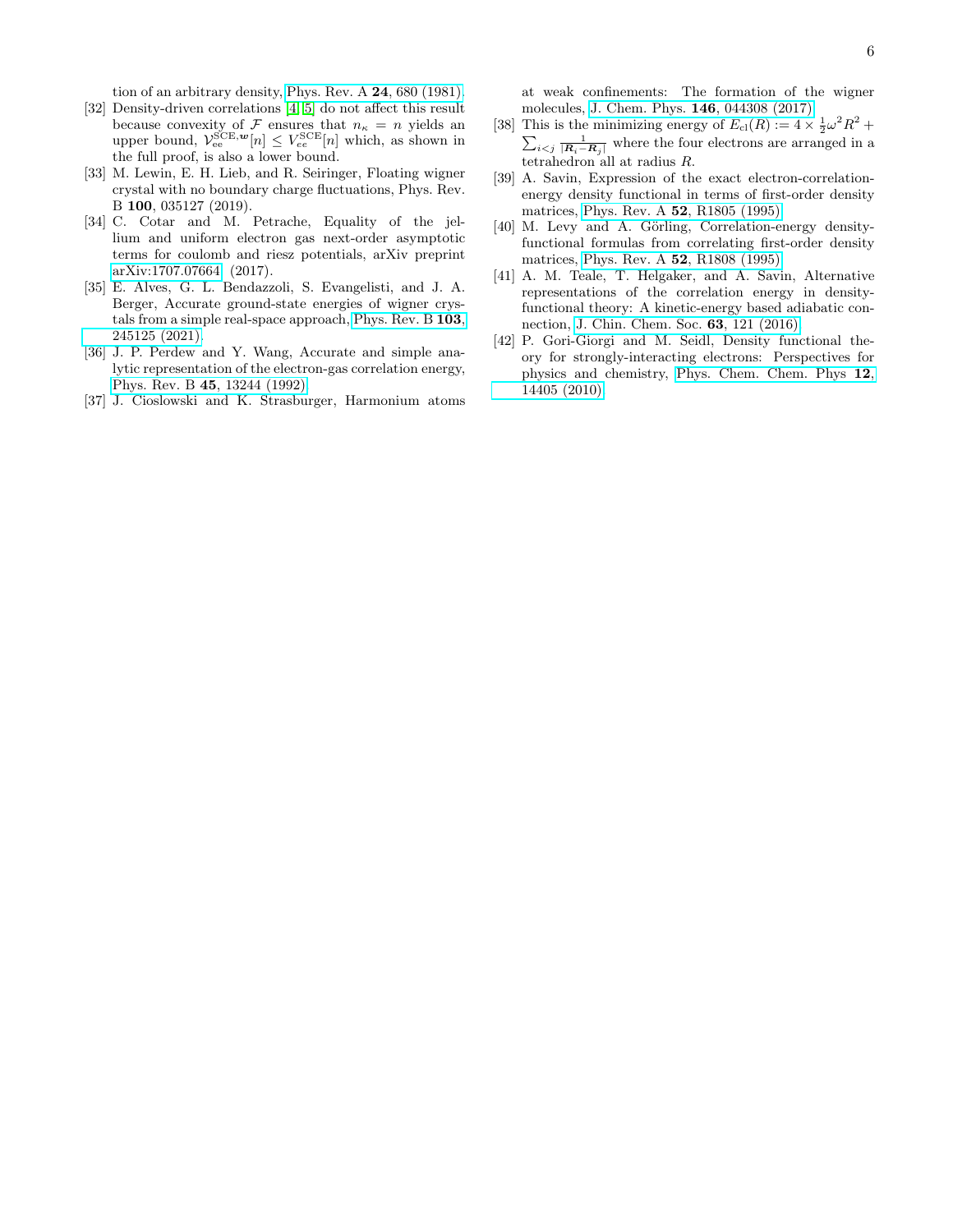tion of an arbitrary density, Phys. Rev. A **24**, 680 (1981).

[32] Density-driven correlations [4, 5] do not affect this result because convexity of $\mathcal{F}$ ensures that $n_\kappa = n$ yields an upper bound, $\mathcal{V}_{\rm ee}^{\rm SCE,\boldsymbol{w}}[n] \leq V_{ee}^{\rm SCE}[n]$ which, as shown in the full proof, is also a lower bound.

[33] M. Lewin, E. H. Lieb, and R. Seiringer, Floating wigner crystal with no boundary charge fluctuations, Phys. Rev. B **100**, 035127 (2019).

[34] C. Cotar and M. Petrache, Equality of the jellium and uniform electron gas next-order asymptotic terms for coulomb and riesz potentials, arXiv preprint arXiv:1707.07664 (2017).

[35] E. Alves, G. L. Bendazzoli, S. Evangelisti, and J. A. Berger, Accurate ground-state energies of wigner crystals from a simple real-space approach, Phys. Rev. B **103**, 245125 (2021).

[36] J. P. Perdew and Y. Wang, Accurate and simple analytic representation of the electron-gas correlation energy, Phys. Rev. B **45**, 13244 (1992).

[37] J. Cioslowski and K. Strasburger, Harmonium atoms at weak confinements: The formation of the wigner molecules, J. Chem. Phys. **146**, 044308 (2017).

[38] This is the minimizing energy of $E_{\rm cl}(R) := 4 \times \frac{1}{2}\omega^2 R^2 + \sum_{i<j} \frac{1}{|\boldsymbol{R}_i - \boldsymbol{R}_j|}$ where the four electrons are arranged in a tetrahedron all at radius $R$.

[39] A. Savin, Expression of the exact electron-correlation-energy density functional in terms of first-order density matrices, Phys. Rev. A **52**, R1805 (1995).

[40] M. Levy and A. Görling, Correlation-energy density-functional formulas from correlating first-order density matrices, Phys. Rev. A **52**, R1808 (1995).

[41] A. M. Teale, T. Helgaker, and A. Savin, Alternative representations of the correlation energy in density-functional theory: A kinetic-energy based adiabatic connection, J. Chin. Chem. Soc. **63**, 121 (2016).

[42] P. Gori-Giorgi and M. Seidl, Density functional theory for strongly-interacting electrons: Perspectives for physics and chemistry, Phys. Chem. Chem. Phys **12**, 14405 (2010).